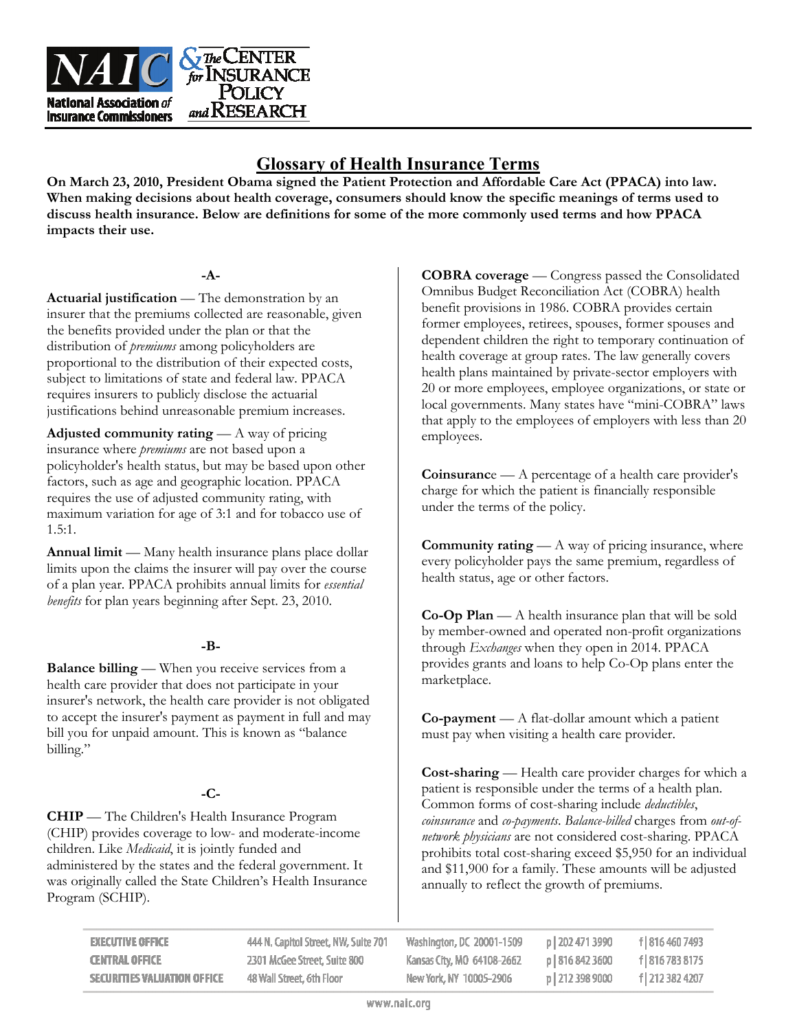# Glossary of Health Insurance Terms

**On March 23, 2010, President Obama signed the Patient Protection and Affordable Care Act (PPACA) into law. When making decisions about health coverage, consumers should know the specific meanings of terms used to discuss health insurance. Below are definitions for some of the more commonly used terms and how PPACA impacts their use.**

## -A-

**Actuarial justification** — The demonstration by an insurer that the premiums collected are reasonable, given the benefits provided under the plan or that the distribution of *premiums* among policyholders are proportional to the distribution of their expected costs, subject to limitations of state and federal law. PPACA requires insurers to publicly disclose the actuarial justifications behind unreasonable premium increases.

**Adjusted community rating** — A way of pricing insurance where *premiums* are not based upon a policyholder's health status, but may be based upon other factors, such as age and geographic location. PPACA requires the use of adjusted community rating, with maximum variation for age of 3:1 and for tobacco use of 1.5:1.

**Annual limit** — Many health insurance plans place dollar limits upon the claims the insurer will pay over the course of a plan year. PPACA prohibits annual limits for *essential benefits* for plan years beginning after Sept. 23, 2010.

## -B-

**Balance billing** — When you receive services from a health care provider that does not participate in your insurer's network, the health care provider is not obligated to accept the insurer's payment as payment in full and may bill you for unpaid amount. This is known as "balance billing."

## -C-

**CHIP** — The Children's Health Insurance Program (CHIP) provides coverage to low- and moderate-income children. Like *Medicaid*, it is jointly funded and administered by the states and the federal government. It was originally called the State Children's Health Insurance Program (SCHIP).

**COBRA coverage** — Congress passed the Consolidated Omnibus Budget Reconciliation Act (COBRA) health benefit provisions in 1986. COBRA provides certain former employees, retirees, spouses, former spouses and dependent children the right to temporary continuation of health coverage at group rates. The law generally covers health plans maintained by private-sector employers with 20 or more employees, employee organizations, or state or local governments. Many states have "mini-COBRA" laws that apply to the employees of employers with less than 20 employees.

**Coinsurance** — A percentage of a health care provider's charge for which the patient is financially responsible under the terms of the policy.

**Community rating** — A way of pricing insurance, where every policyholder pays the same premium, regardless of health status, age or other factors.

**Co-Op Plan** — A health insurance plan that will be sold by member-owned and operated non-profit organizations through *Exchanges* when they open in 2014. PPACA provides grants and loans to help Co-Op plans enter the marketplace.

**Co-payment** — A flat-dollar amount which a patient must pay when visiting a health care provider.

**Cost-sharing** — Health care provider charges for which a patient is responsible under the terms of a health plan. Common forms of cost-sharing include *deductibles*, *coinsurance* and *co-payments*. *Balance-billed* charges from *out-of-network physicians* are not considered cost-sharing. PPACA prohibits total cost-sharing exceed $5,950 for an individual and $11,900 for a family. These amounts will be adjusted annually to reflect the growth of premiums.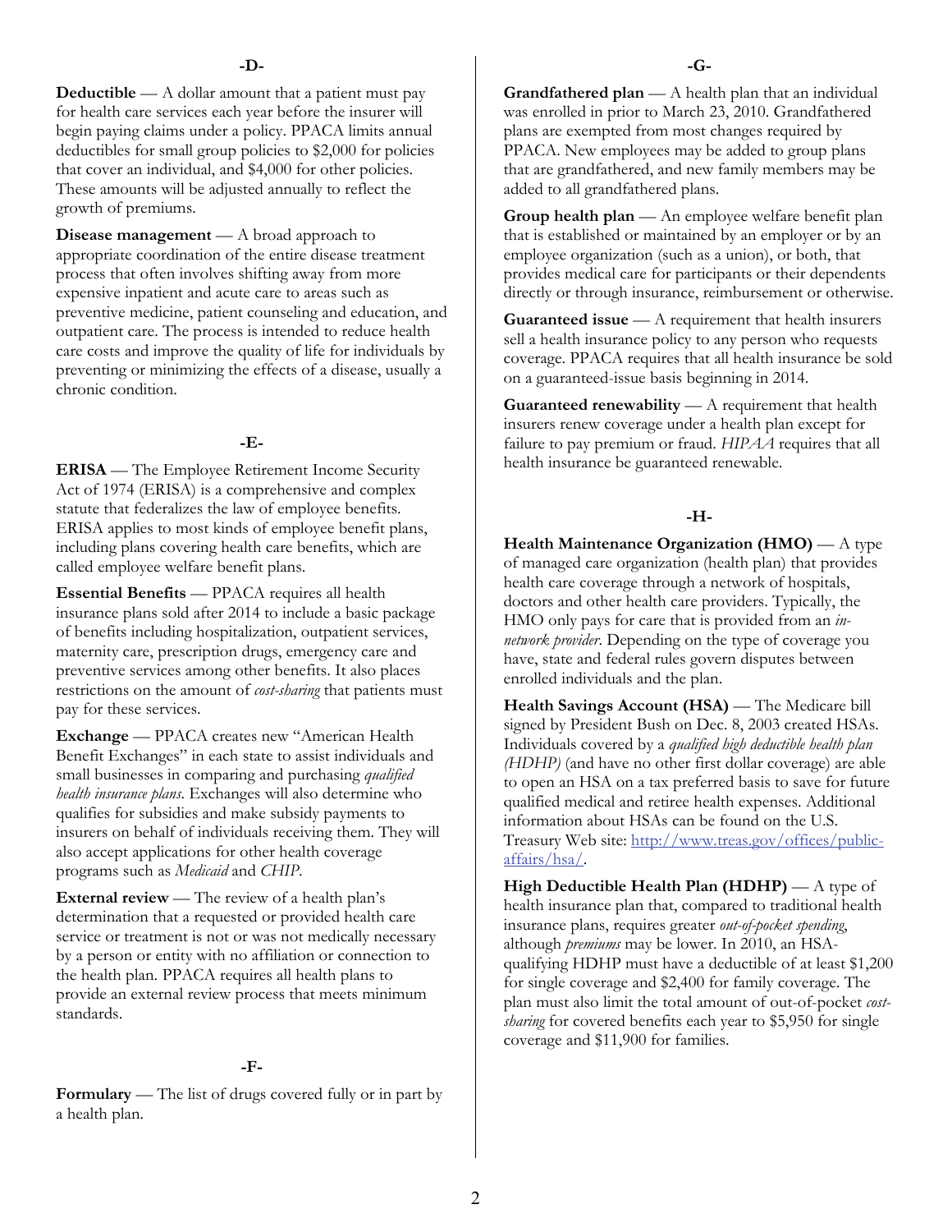## -D-

**Deductible** — A dollar amount that a patient must pay for health care services each year before the insurer will begin paying claims under a policy. PPACA limits annual deductibles for small group policies to $2,000 for policies that cover an individual, and $4,000 for other policies. These amounts will be adjusted annually to reflect the growth of premiums.

**Disease management** — A broad approach to appropriate coordination of the entire disease treatment process that often involves shifting away from more expensive inpatient and acute care to areas such as preventive medicine, patient counseling and education, and outpatient care. The process is intended to reduce health care costs and improve the quality of life for individuals by preventing or minimizing the effects of a disease, usually a chronic condition.

## -E-

**ERISA** — The Employee Retirement Income Security Act of 1974 (ERISA) is a comprehensive and complex statute that federalizes the law of employee benefits. ERISA applies to most kinds of employee benefit plans, including plans covering health care benefits, which are called employee welfare benefit plans.

**Essential Benefits** — PPACA requires all health insurance plans sold after 2014 to include a basic package of benefits including hospitalization, outpatient services, maternity care, prescription drugs, emergency care and preventive services among other benefits. It also places restrictions on the amount of *cost-sharing* that patients must pay for these services.

**Exchange** — PPACA creates new "American Health Benefit Exchanges" in each state to assist individuals and small businesses in comparing and purchasing *qualified health insurance plans*. Exchanges will also determine who qualifies for subsidies and make subsidy payments to insurers on behalf of individuals receiving them. They will also accept applications for other health coverage programs such as *Medicaid* and *CHIP*.

**External review** — The review of a health plan's determination that a requested or provided health care service or treatment is not or was not medically necessary by a person or entity with no affiliation or connection to the health plan. PPACA requires all health plans to provide an external review process that meets minimum standards.

## -F-

**Formulary** — The list of drugs covered fully or in part by a health plan.

## -G-

**Grandfathered plan** — A health plan that an individual was enrolled in prior to March 23, 2010. Grandfathered plans are exempted from most changes required by PPACA. New employees may be added to group plans that are grandfathered, and new family members may be added to all grandfathered plans.

**Group health plan** — An employee welfare benefit plan that is established or maintained by an employer or by an employee organization (such as a union), or both, that provides medical care for participants or their dependents directly or through insurance, reimbursement or otherwise.

**Guaranteed issue** — A requirement that health insurers sell a health insurance policy to any person who requests coverage. PPACA requires that all health insurance be sold on a guaranteed-issue basis beginning in 2014.

**Guaranteed renewability** — A requirement that health insurers renew coverage under a health plan except for failure to pay premium or fraud. *HIPAA* requires that all health insurance be guaranteed renewable.

## -H-

**Health Maintenance Organization (HMO)** — A type of managed care organization (health plan) that provides health care coverage through a network of hospitals, doctors and other health care providers. Typically, the HMO only pays for care that is provided from an *in-network provider*. Depending on the type of coverage you have, state and federal rules govern disputes between enrolled individuals and the plan.

**Health Savings Account (HSA)** — The Medicare bill signed by President Bush on Dec. 8, 2003 created HSAs. Individuals covered by a *qualified high deductible health plan (HDHP)* (and have no other first dollar coverage) are able to open an HSA on a tax preferred basis to save for future qualified medical and retiree health expenses. Additional information about HSAs can be found on the U.S. Treasury Web site: [http://www.treas.gov/offices/public-affairs/hsa/](http://www.treas.gov/offices/public-affairs/hsa/).

**High Deductible Health Plan (HDHP)** — A type of health insurance plan that, compared to traditional health insurance plans, requires greater *out-of-pocket spending*, although *premiums* may be lower. In 2010, an HSA-qualifying HDHP must have a deductible of at least $1,200 for single coverage and $2,400 for family coverage. The plan must also limit the total amount of out-of-pocket *cost-sharing* for covered benefits each year to $5,950 for single coverage and $11,900 for families.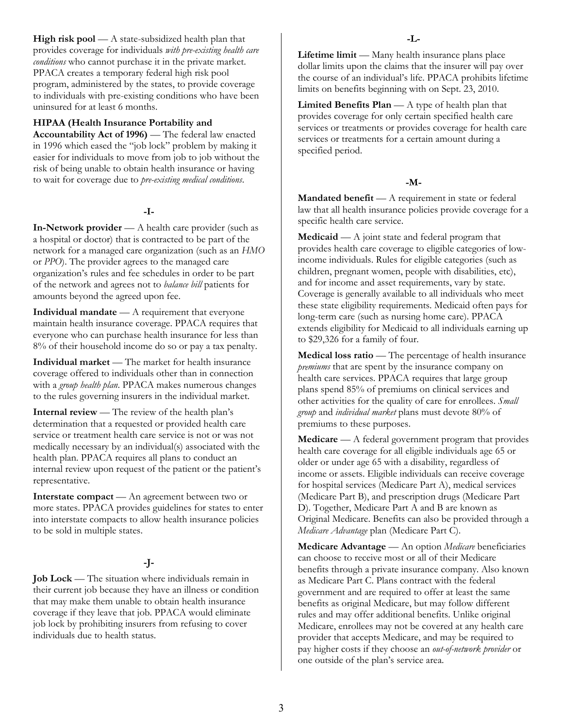**High risk pool** — A state-subsidized health plan that provides coverage for individuals *with pre-existing health care conditions* who cannot purchase it in the private market. PPACA creates a temporary federal high risk pool program, administered by the states, to provide coverage to individuals with pre-existing conditions who have been uninsured for at least 6 months.

**HIPAA (Health Insurance Portability and Accountability Act of 1996)** — The federal law enacted in 1996 which eased the "job lock" problem by making it easier for individuals to move from job to job without the risk of being unable to obtain health insurance or having to wait for coverage due to *pre-existing medical conditions*.

### -I-

**In-Network provider** — A health care provider (such as a hospital or doctor) that is contracted to be part of the network for a managed care organization (such as an *HMO* or *PPO*). The provider agrees to the managed care organization's rules and fee schedules in order to be part of the network and agrees not to *balance bill* patients for amounts beyond the agreed upon fee.

**Individual mandate** — A requirement that everyone maintain health insurance coverage. PPACA requires that everyone who can purchase health insurance for less than 8% of their household income do so or pay a tax penalty.

**Individual market** — The market for health insurance coverage offered to individuals other than in connection with a *group health plan*. PPACA makes numerous changes to the rules governing insurers in the individual market.

**Internal review** — The review of the health plan's determination that a requested or provided health care service or treatment health care service is not or was not medically necessary by an individual(s) associated with the health plan. PPACA requires all plans to conduct an internal review upon request of the patient or the patient's representative.

**Interstate compact** — An agreement between two or more states. PPACA provides guidelines for states to enter into interstate compacts to allow health insurance policies to be sold in multiple states.

### -J-

**Job Lock** — The situation where individuals remain in their current job because they have an illness or condition that may make them unable to obtain health insurance coverage if they leave that job. PPACA would eliminate job lock by prohibiting insurers from refusing to cover individuals due to health status.

### -L-

**Lifetime limit** — Many health insurance plans place dollar limits upon the claims that the insurer will pay over the course of an individual's life. PPACA prohibits lifetime limits on benefits beginning with on Sept. 23, 2010.

**Limited Benefits Plan** — A type of health plan that provides coverage for only certain specified health care services or treatments or provides coverage for health care services or treatments for a certain amount during a specified period.

### -M-

**Mandated benefit** — A requirement in state or federal law that all health insurance policies provide coverage for a specific health care service.

**Medicaid** — A joint state and federal program that provides health care coverage to eligible categories of low-income individuals. Rules for eligible categories (such as children, pregnant women, people with disabilities, etc), and for income and asset requirements, vary by state. Coverage is generally available to all individuals who meet these state eligibility requirements. Medicaid often pays for long-term care (such as nursing home care). PPACA extends eligibility for Medicaid to all individuals earning up to $29,326 for a family of four.

**Medical loss ratio** — The percentage of health insurance *premiums* that are spent by the insurance company on health care services. PPACA requires that large group plans spend 85% of premiums on clinical services and other activities for the quality of care for enrollees. *Small group* and *individual market* plans must devote 80% of premiums to these purposes.

**Medicare** — A federal government program that provides health care coverage for all eligible individuals age 65 or older or under age 65 with a disability, regardless of income or assets. Eligible individuals can receive coverage for hospital services (Medicare Part A), medical services (Medicare Part B), and prescription drugs (Medicare Part D). Together, Medicare Part A and B are known as Original Medicare. Benefits can also be provided through a *Medicare Advantage* plan (Medicare Part C).

**Medicare Advantage** — An option *Medicare* beneficiaries can choose to receive most or all of their Medicare benefits through a private insurance company. Also known as Medicare Part C. Plans contract with the federal government and are required to offer at least the same benefits as original Medicare, but may follow different rules and may offer additional benefits. Unlike original Medicare, enrollees may not be covered at any health care provider that accepts Medicare, and may be required to pay higher costs if they choose an *out-of-network provider* or one outside of the plan's service area.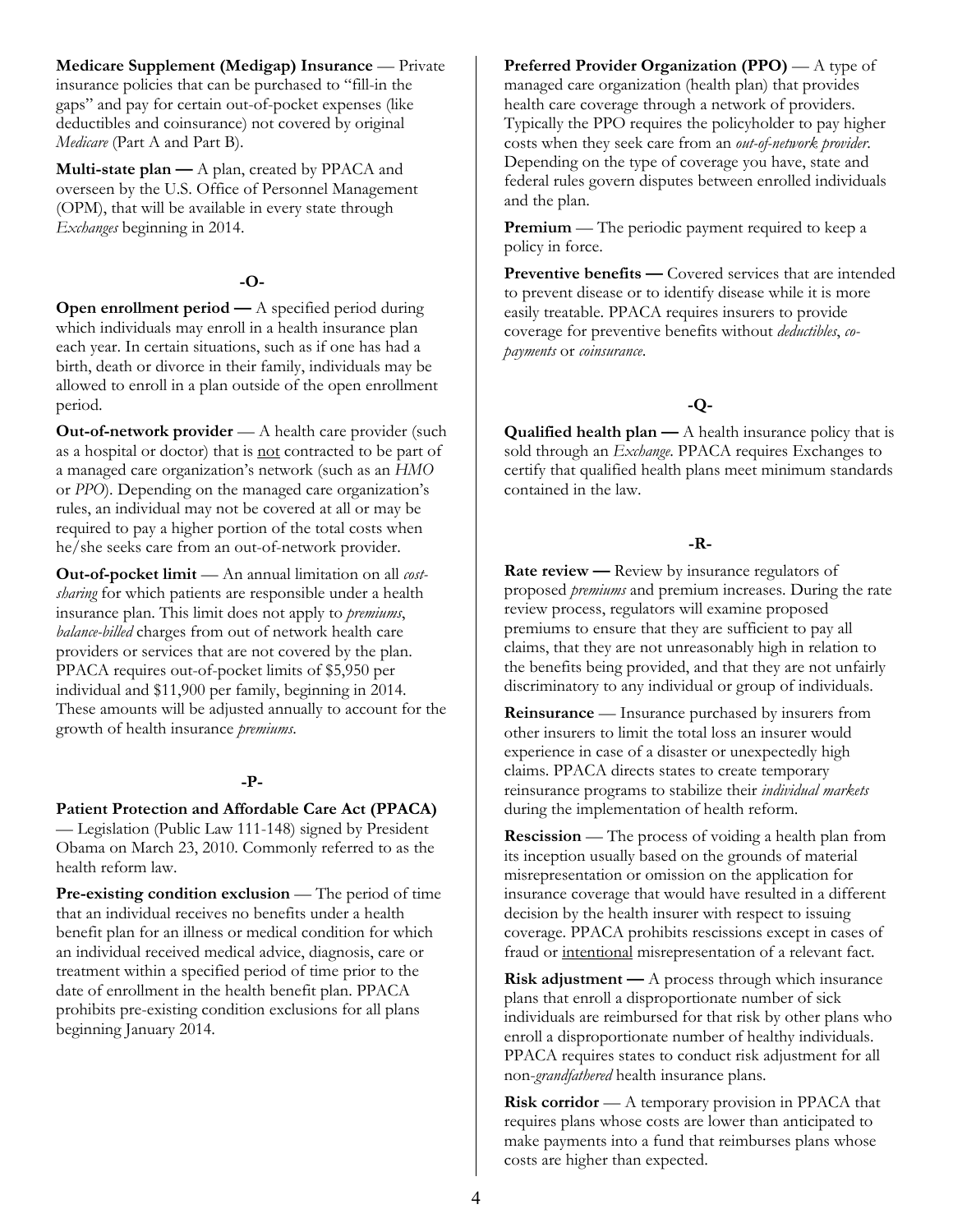**Medicare Supplement (Medigap) Insurance** — Private insurance policies that can be purchased to "fill-in the gaps" and pay for certain out-of-pocket expenses (like deductibles and coinsurance) not covered by original *Medicare* (Part A and Part B).

**Multi-state plan —** A plan, created by PPACA and overseen by the U.S. Office of Personnel Management (OPM), that will be available in every state through *Exchanges* beginning in 2014.

### -O-

**Open enrollment period —** A specified period during which individuals may enroll in a health insurance plan each year. In certain situations, such as if one has had a birth, death or divorce in their family, individuals may be allowed to enroll in a plan outside of the open enrollment period.

**Out-of-network provider** — A health care provider (such as a hospital or doctor) that is not contracted to be part of a managed care organization's network (such as an *HMO* or *PPO*). Depending on the managed care organization's rules, an individual may not be covered at all or may be required to pay a higher portion of the total costs when he/she seeks care from an out-of-network provider.

**Out-of-pocket limit** — An annual limitation on all *cost-sharing* for which patients are responsible under a health insurance plan. This limit does not apply to *premiums*, *balance-billed* charges from out of network health care providers or services that are not covered by the plan. PPACA requires out-of-pocket limits of $5,950 per individual and $11,900 per family, beginning in 2014. These amounts will be adjusted annually to account for the growth of health insurance *premiums*.

### -P-

**Patient Protection and Affordable Care Act (PPACA)** — Legislation (Public Law 111-148) signed by President Obama on March 23, 2010. Commonly referred to as the health reform law.

**Pre-existing condition exclusion** — The period of time that an individual receives no benefits under a health benefit plan for an illness or medical condition for which an individual received medical advice, diagnosis, care or treatment within a specified period of time prior to the date of enrollment in the health benefit plan. PPACA prohibits pre-existing condition exclusions for all plans beginning January 2014.

**Preferred Provider Organization (PPO)** — A type of managed care organization (health plan) that provides health care coverage through a network of providers. Typically the PPO requires the policyholder to pay higher costs when they seek care from an *out-of-network provider*. Depending on the type of coverage you have, state and federal rules govern disputes between enrolled individuals and the plan.

**Premium** — The periodic payment required to keep a policy in force.

**Preventive benefits —** Covered services that are intended to prevent disease or to identify disease while it is more easily treatable. PPACA requires insurers to provide coverage for preventive benefits without *deductibles*, *co-payments* or *coinsurance*.

### -Q-

**Qualified health plan —** A health insurance policy that is sold through an *Exchange*. PPACA requires Exchanges to certify that qualified health plans meet minimum standards contained in the law.

### -R-

**Rate review —** Review by insurance regulators of proposed *premiums* and premium increases. During the rate review process, regulators will examine proposed premiums to ensure that they are sufficient to pay all claims, that they are not unreasonably high in relation to the benefits being provided, and that they are not unfairly discriminatory to any individual or group of individuals.

**Reinsurance** — Insurance purchased by insurers from other insurers to limit the total loss an insurer would experience in case of a disaster or unexpectedly high claims. PPACA directs states to create temporary reinsurance programs to stabilize their *individual markets* during the implementation of health reform.

**Rescission** — The process of voiding a health plan from its inception usually based on the grounds of material misrepresentation or omission on the application for insurance coverage that would have resulted in a different decision by the health insurer with respect to issuing coverage. PPACA prohibits rescissions except in cases of fraud or intentional misrepresentation of a relevant fact.

**Risk adjustment —** A process through which insurance plans that enroll a disproportionate number of sick individuals are reimbursed for that risk by other plans who enroll a disproportionate number of healthy individuals. PPACA requires states to conduct risk adjustment for all non-*grandfathered* health insurance plans.

**Risk corridor** — A temporary provision in PPACA that requires plans whose costs are lower than anticipated to make payments into a fund that reimburses plans whose costs are higher than expected.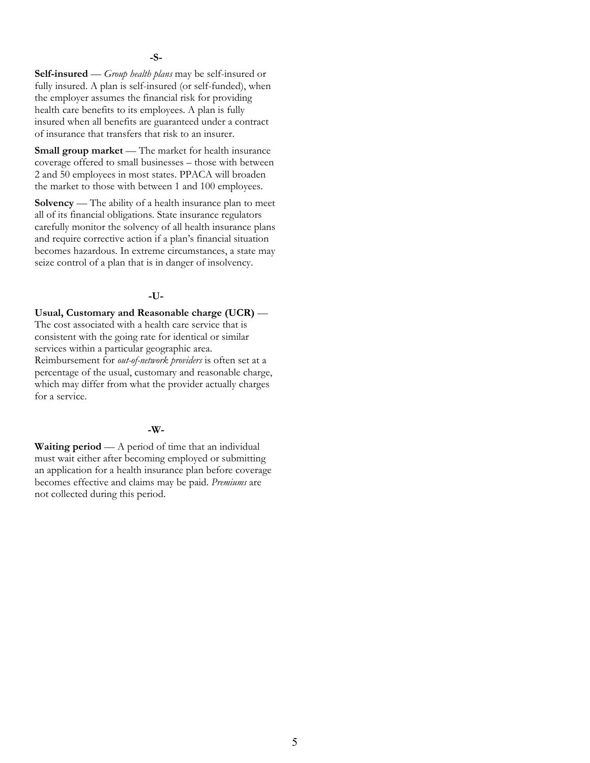## -S-

**Self-insured** — *Group health plans* may be self-insured or fully insured. A plan is self-insured (or self-funded), when the employer assumes the financial risk for providing health care benefits to its employees. A plan is fully insured when all benefits are guaranteed under a contract of insurance that transfers that risk to an insurer.

**Small group market** — The market for health insurance coverage offered to small businesses – those with between 2 and 50 employees in most states. PPACA will broaden the market to those with between 1 and 100 employees.

**Solvency** — The ability of a health insurance plan to meet all of its financial obligations. State insurance regulators carefully monitor the solvency of all health insurance plans and require corrective action if a plan's financial situation becomes hazardous. In extreme circumstances, a state may seize control of a plan that is in danger of insolvency.

## -U-

**Usual, Customary and Reasonable charge (UCR)** — The cost associated with a health care service that is consistent with the going rate for identical or similar services within a particular geographic area. Reimbursement for *out-of-network providers* is often set at a percentage of the usual, customary and reasonable charge, which may differ from what the provider actually charges for a service.

## -W-

**Waiting period** — A period of time that an individual must wait either after becoming employed or submitting an application for a health insurance plan before coverage becomes effective and claims may be paid. *Premiums* are not collected during this period.